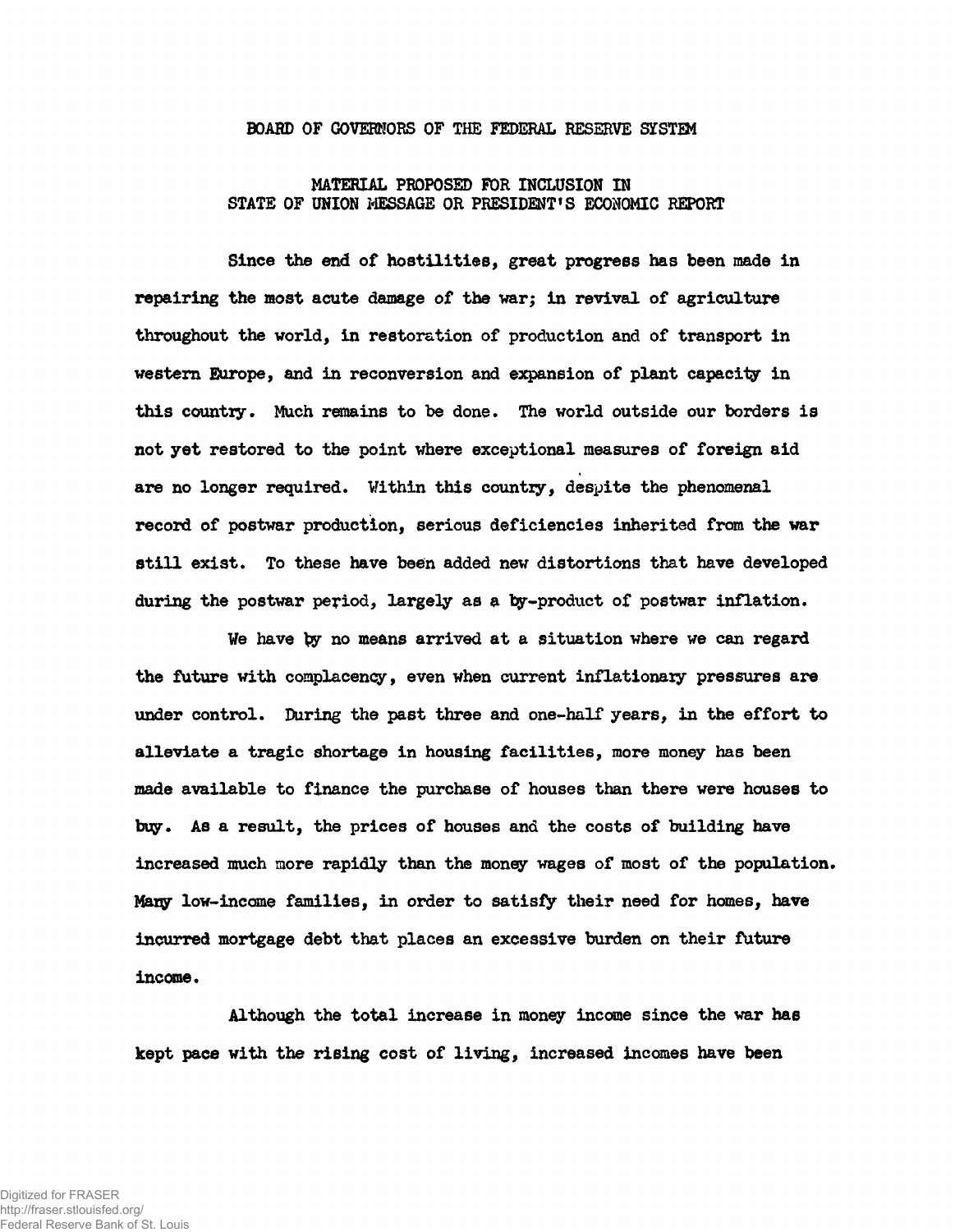BOARD OF GOVERNORS OF THE FEDERAL RESERVE SYSTEM

MATERIAL PROPOSED FOR INCLUSION IN
STATE OF UNION MESSAGE OR PRESIDENT'S ECONOMIC REPORT

Since the end of hostilities, great progress has been made in repairing the most acute damage of the war; in revival of agriculture throughout the world, in restoration of production and of transport in western Europe, and in reconversion and expansion of plant capacity in this country. Much remains to be done. The world outside our borders is not yet restored to the point where exceptional measures of foreign aid are no longer required. Within this country, despite the phenomenal record of postwar production, serious deficiencies inherited from the war still exist. To these have been added new distortions that have developed during the postwar period, largely as a by-product of postwar inflation.

We have by no means arrived at a situation where we can regard the future with complacency, even when current inflationary pressures are under control. During the past three and one-half years, in the effort to alleviate a tragic shortage in housing facilities, more money has been made available to finance the purchase of houses than there were houses to buy. As a result, the prices of houses and the costs of building have increased much more rapidly than the money wages of most of the population. Many low-income families, in order to satisfy their need for homes, have incurred mortgage debt that places an excessive burden on their future income.

Although the total increase in money income since the war has kept pace with the rising cost of living, increased incomes have been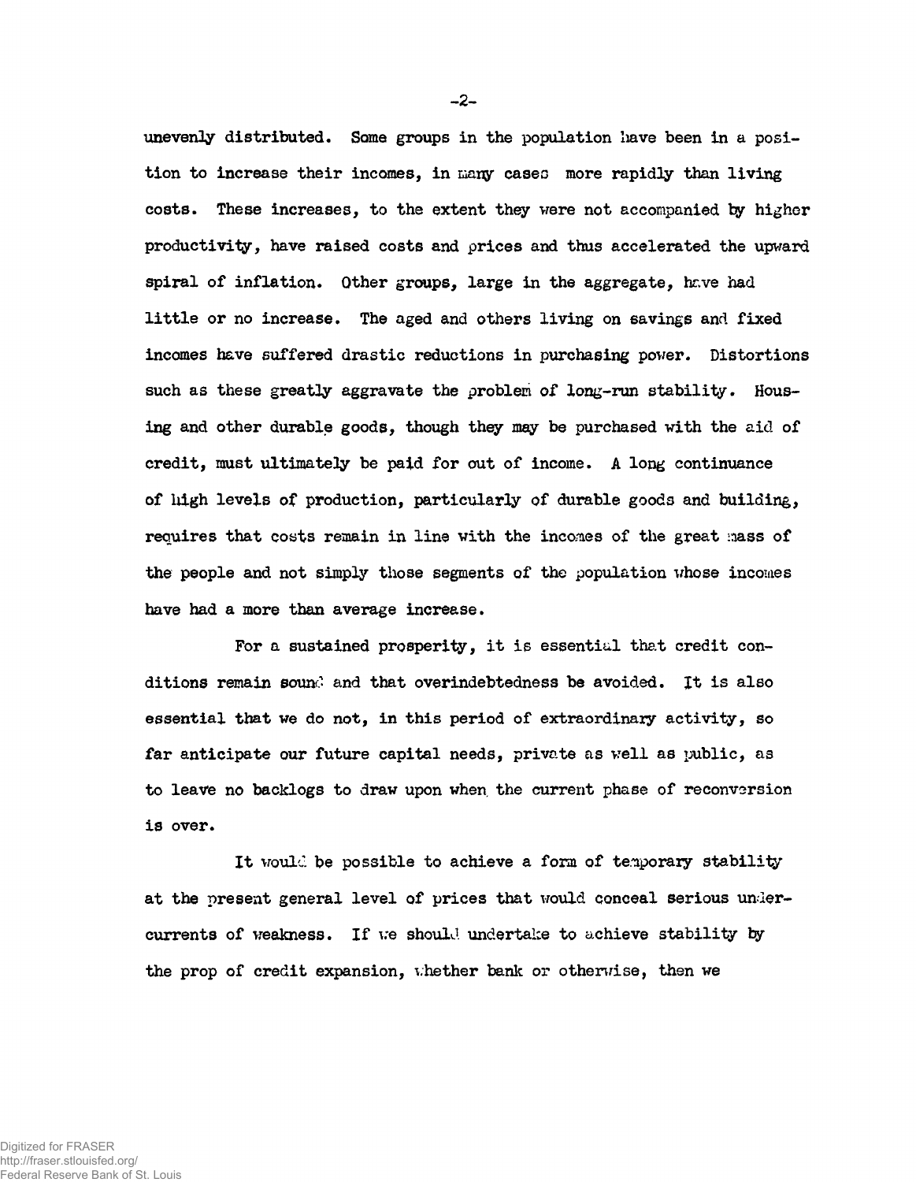unevenly distributed. Some groups in the population have been in a position to increase their incomes, in many cases more rapidly than living costs. These increases, to the extent they were not accompanied by higher productivity, have raised costs and prices and thus accelerated the upward spiral of inflation. Other groups, large in the aggregate, have had little or no increase. The aged and others living on savings and fixed incomes have suffered drastic reductions in purchasing power. Distortions such as these greatly aggravate the problem of long-run stability. Housing and other durable goods, though they may be purchased with the aid of credit, must ultimately be paid for out of income. A long continuance of high levels of production, particularly of durable goods and building, requires that costs remain in line with the incomes of the great mass of the people and not simply those segments of the population whose incomes have had a more than average increase.

For a sustained prosperity, it is essential that credit conditions remain sound and that overindebtedness be avoided. It is also essential that we do not, in this period of extraordinary activity, so far anticipate our future capital needs, private as well as public, as to leave no backlogs to draw upon when the current phase of reconversion is over.

It would be possible to achieve a form of temporary stability at the present general level of prices that would conceal serious undercurrents of weakness. If we should undertake to achieve stability by the prop of credit expansion, whether bank or otherwise, then we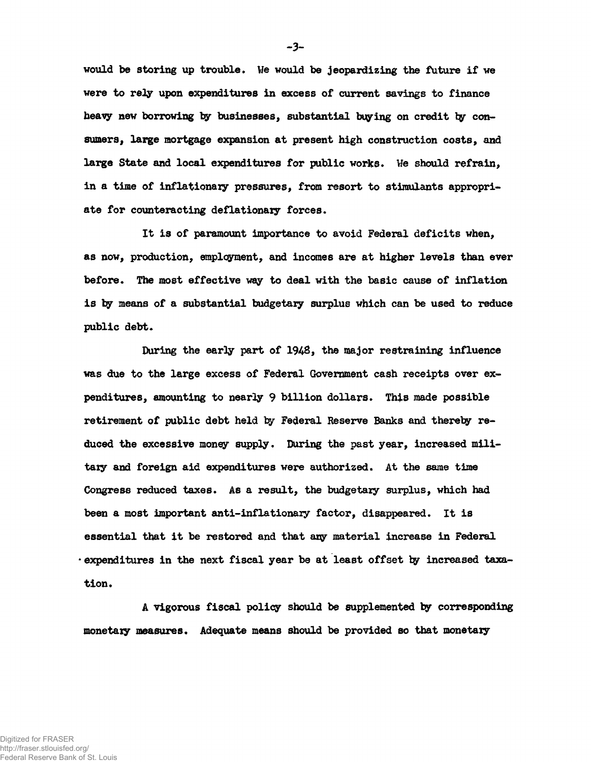would be storing up trouble. We would be jeopardizing the future if we were to rely upon expenditures in excess of current savings to finance heavy new borrowing by businesses, substantial buying on credit by consumers, large mortgage expansion at present high construction costs, and large State and local expenditures for public works. We should refrain, in a time of inflationary pressures, from resort to stimulants appropriate for counteracting deflationary forces.

It is of paramount importance to avoid Federal deficits when, as now, production, employment, and incomes are at higher levels than ever before. The most effective way to deal with the basic cause of inflation is by means of a substantial budgetary surplus which can be used to reduce public debt.

During the early part of 1948, the major restraining influence was due to the large excess of Federal Government cash receipts over expenditures, amounting to nearly 9 billion dollars. This made possible retirement of public debt held by Federal Reserve Banks and thereby reduced the excessive money supply. During the past year, increased military and foreign aid expenditures were authorized. At the same time Congress reduced taxes. As a result, the budgetary surplus, which had been a most important anti-inflationary factor, disappeared. It is essential that it be restored and that any material increase in Federal expenditures in the next fiscal year be at least offset by increased taxation.

A vigorous fiscal policy should be supplemented by corresponding monetary measures. Adequate means should be provided so that monetary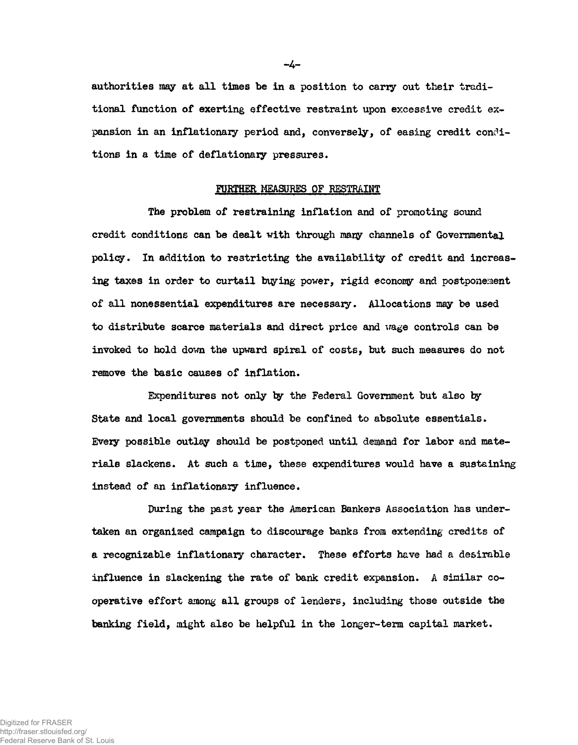authorities may at all times be in a position to carry out their traditional function of exerting effective restraint upon excessive credit expansion in an inflationary period and, conversely, of easing credit conditions in a time of deflationary pressures.

## FURTHER MEASURES OF RESTRAINT

The problem of restraining inflation and of promoting sound credit conditions can be dealt with through many channels of Governmental policy. In addition to restricting the availability of credit and increasing taxes in order to curtail buying power, rigid economy and postponement of all nonessential expenditures are necessary. Allocations may be used to distribute scarce materials and direct price and wage controls can be invoked to hold down the upward spiral of costs, but such measures do not remove the basic causes of inflation.

Expenditures not only by the Federal Government but also by State and local governments should be confined to absolute essentials. Every possible outlay should be postponed until demand for labor and materials slackens. At such a time, these expenditures would have a sustaining instead of an inflationary influence.

During the past year the American Bankers Association has undertaken an organized campaign to discourage banks from extending credits of a recognizable inflationary character. These efforts have had a desirable influence in slackening the rate of bank credit expansion. A similar cooperative effort among all groups of lenders, including those outside the banking field, might also be helpful in the longer-term capital market.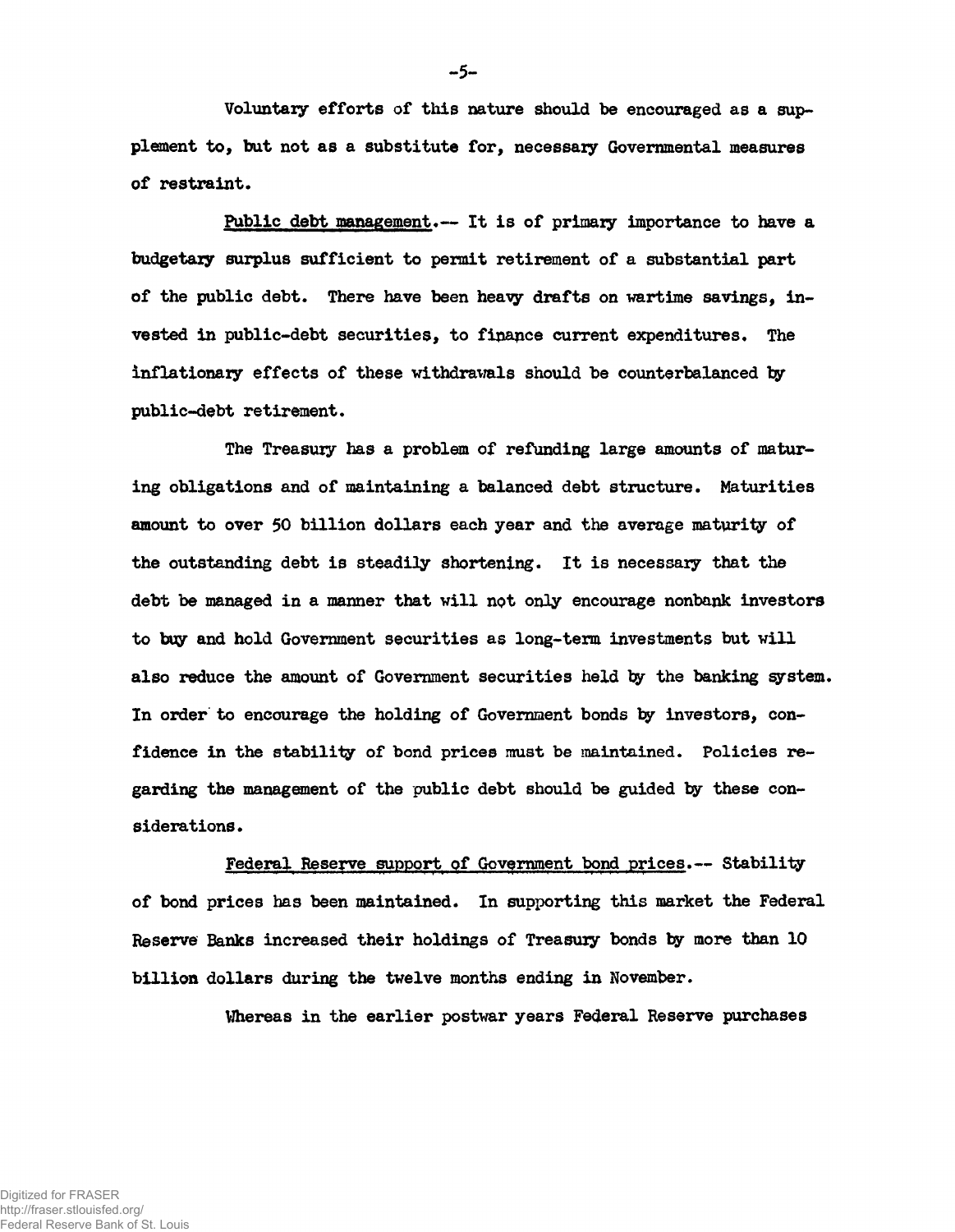Voluntary efforts of this nature should be encouraged as a supplement to, but not as a substitute for, necessary Governmental measures of restraint.

<u>Public debt management</u>.-- It is of primary importance to have a budgetary surplus sufficient to permit retirement of a substantial part of the public debt. There have been heavy drafts on wartime savings, invested in public-debt securities, to finance current expenditures. The inflationary effects of these withdrawals should be counterbalanced by public-debt retirement.

The Treasury has a problem of refunding large amounts of maturing obligations and of maintaining a balanced debt structure. Maturities amount to over 50 billion dollars each year and the average maturity of the outstanding debt is steadily shortening. It is necessary that the debt be managed in a manner that will not only encourage nonbank investors to buy and hold Government securities as long-term investments but will also reduce the amount of Government securities held by the banking system. In order to encourage the holding of Government bonds by investors, confidence in the stability of bond prices must be maintained. Policies regarding the management of the public debt should be guided by these considerations.

<u>Federal Reserve support of Government bond prices</u>.-- Stability of bond prices has been maintained. In supporting this market the Federal Reserve Banks increased their holdings of Treasury bonds by more than 10 billion dollars during the twelve months ending in November.

Whereas in the earlier postwar years Federal Reserve purchases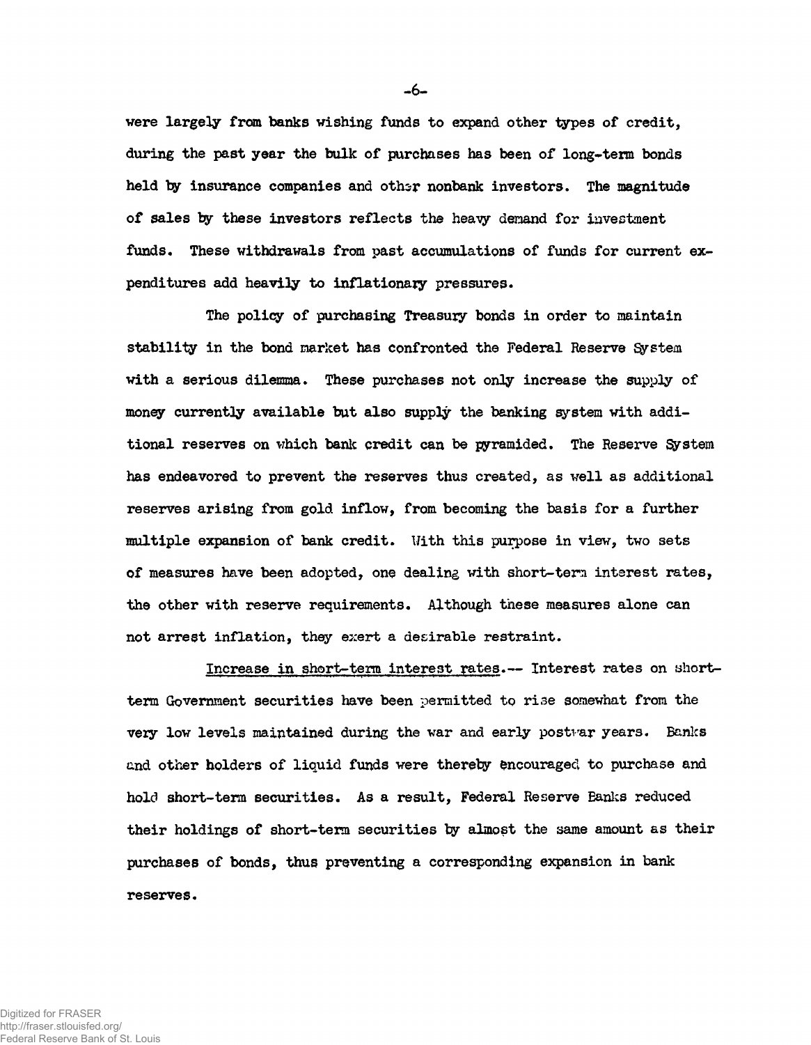were largely from banks wishing funds to expand other types of credit, during the past year the bulk of purchases has been of long-term bonds held by insurance companies and other nonbank investors. The magnitude of sales by these investors reflects the heavy demand for investment funds. These withdrawals from past accumulations of funds for current expenditures add heavily to inflationary pressures.

The policy of purchasing Treasury bonds in order to maintain stability in the bond market has confronted the Federal Reserve System with a serious dilemma. These purchases not only increase the supply of money currently available but also supply the banking system with additional reserves on which bank credit can be pyramided. The Reserve System has endeavored to prevent the reserves thus created, as well as additional reserves arising from gold inflow, from becoming the basis for a further multiple expansion of bank credit. With this purpose in view, two sets of measures have been adopted, one dealing with short-term interest rates, the other with reserve requirements. Although these measures alone can not arrest inflation, they exert a desirable restraint.

Increase in short-term interest rates.-- Interest rates on short-term Government securities have been permitted to rise somewhat from the very low levels maintained during the war and early postwar years. Banks and other holders of liquid funds were thereby encouraged to purchase and hold short-term securities. As a result, Federal Reserve Banks reduced their holdings of short-term securities by almost the same amount as their purchases of bonds, thus preventing a corresponding expansion in bank reserves.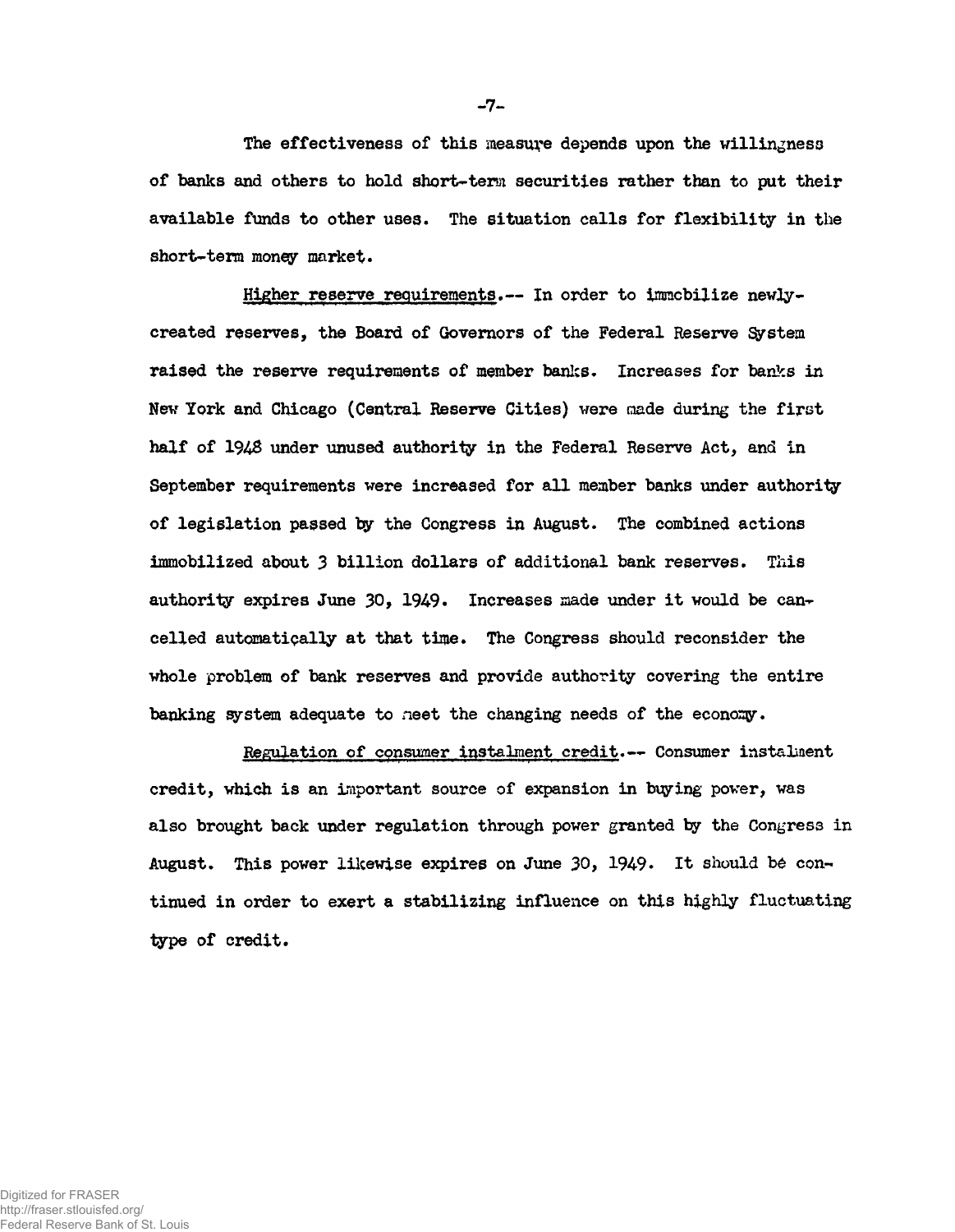The effectiveness of this measure depends upon the willingness of banks and others to hold short-term securities rather than to put their available funds to other uses. The situation calls for flexibility in the short-term money market.

<u>Higher reserve requirements</u>.-- In order to immobilize newly-created reserves, the Board of Governors of the Federal Reserve System raised the reserve requirements of member banks. Increases for banks in New York and Chicago (Central Reserve Cities) were made during the first half of 1948 under unused authority in the Federal Reserve Act, and in September requirements were increased for all member banks under authority of legislation passed by the Congress in August. The combined actions immobilized about 3 billion dollars of additional bank reserves. This authority expires June 30, 1949. Increases made under it would be cancelled automatically at that time. The Congress should reconsider the whole problem of bank reserves and provide authority covering the entire banking system adequate to meet the changing needs of the economy.

<u>Regulation of consumer instalment credit</u>.-- Consumer instalment credit, which is an important source of expansion in buying power, was also brought back under regulation through power granted by the Congress in August. This power likewise expires on June 30, 1949. It should be continued in order to exert a stabilizing influence on this highly fluctuating type of credit.